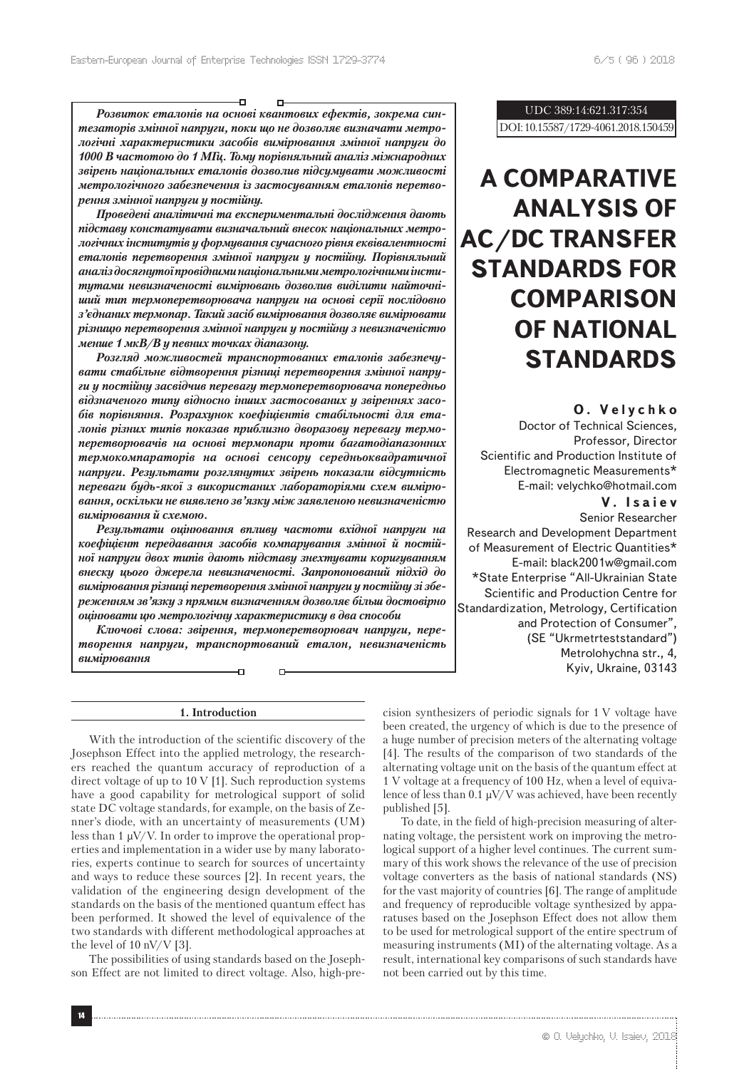UDC 389:14:621.317:354

DOI: 10.15587/1729-4061.2018.150459

# A COMPARATIVE ANALYSIS OF AC/DC TRANSFER STANDARDS FOR COMPARISON OF NATIONAL STANDARDS

**O. Velychko**
Doctor of Technical Sciences, Professor, Director
Scientific and Production Institute of Electromagnetic Measurements*
E-mail: velychko@hotmail.com

**V. Isaiev**
Senior Researcher
Research and Development Department of Measurement of Electric Quantities*
E-mail: black2001w@gmail.com

*State Enterprise "All-Ukrainian State Scientific and Production Centre for Standardization, Metrology, Certification and Protection of Consumer", (SE "Ukrmetrteststandard")
Metrolohychna str., 4, Kyiv, Ukraine, 03143

***Розвиток еталонів на основі квантових ефектів, зокрема синтезаторів змінної напруги, поки що не дозволяє визначати метрологічні характеристики засобів вимірювання змінної напруги до 1000 В частотою до 1 МГц. Тому порівняльний аналіз міжнародних звірень національних еталонів дозволив підсумувати можливості метрологічного забезпечення із застосуванням еталонів перетворення змінної напруги у постійну.***

***Проведені аналітичні та експериментальні дослідження дають підставу констатувати визначальний внесок національних метрологічних інститутів у формування сучасного рівня еквівалентності еталонів перетворення змінної напруги у постійну. Порівняльний аналіз досягнутої провідними національними метрологічними інститутами невизначеності вимірювань дозволив виділити найточніший тип термоперетворювача напруги на основі серії послідовно з'єднаних термопар. Такий засіб вимірювання дозволяє вимірювати різницю перетворення змінної напруги у постійну з невизначеністю менше 1 мкВ/В у певних точках діапазону.***

***Розгляд можливостей транспортованих еталонів забезпечувати стабільне відтворення різниці перетворення змінної напруги у постійну засвідчив перевагу термоперетворювача попередньо відзначеного типу відносно інших застосованих у звіреннях засобів порівняння. Розрахунок коефіцієнтів стабільності для еталонів різних типів показав приблизно дворазову перевагу термоперетворювачів на основі термопари проти багатодіапазонних термокомпараторів на основі сенсору середньоквадратичної напруги. Результати розглянутих звірень показали відсутність переваги будь-якої з використаних лабораторіями схем вимірювання, оскільки не виявлено зв'язку між заявленою невизначеністю вимірювання й схемою.***

***Результати оцінювання впливу частоти вхідної напруги на коефіцієнт передавання засобів компарування змінної й постійної напруги двох типів дають підставу знехтувати коригуванням внеску цього джерела невизначеності. Запропонований підхід до вимірювання різниці перетворення змінної напруги у постійну зі збереженням зв'язку з прямим визначенням дозволяє більш достовірно оцінювати цю метрологічну характеристику в два способи***

***Ключові слова: звірення, термоперетворювач напруги, перетворення напруги, транспортований еталон, невизначеність вимірювання***

## 1. Introduction

With the introduction of the scientific discovery of the Josephson Effect into the applied metrology, the researchers reached the quantum accuracy of reproduction of a direct voltage of up to 10 V [1]. Such reproduction systems have a good capability for metrological support of solid state DC voltage standards, for example, on the basis of Zenner's diode, with an uncertainty of measurements (UM) less than 1 μV/V. In order to improve the operational properties and implementation in a wider use by many laboratories, experts continue to search for sources of uncertainty and ways to reduce these sources [2]. In recent years, the validation of the engineering design development of the standards on the basis of the mentioned quantum effect has been performed. It showed the level of equivalence of the two standards with different methodological approaches at the level of 10 nV/V [3].

The possibilities of using standards based on the Josephson Effect are not limited to direct voltage. Also, high-precision synthesizers of periodic signals for 1 V voltage have been created, the urgency of which is due to the presence of a huge number of precision meters of the alternating voltage [4]. The results of the comparison of two standards of the alternating voltage unit on the basis of the quantum effect at 1 V voltage at a frequency of 100 Hz, when a level of equivalence of less than 0.1 μV/V was achieved, have been recently published [5].

To date, in the field of high-precision measuring of alternating voltage, the persistent work on improving the metrological support of a higher level continues. The current summary of this work shows the relevance of the use of precision voltage converters as the basis of national standards (NS) for the vast majority of countries [6]. The range of amplitude and frequency of reproducible voltage synthesized by apparatuses based on the Josephson Effect does not allow them to be used for metrological support of the entire spectrum of measuring instruments (MI) of the alternating voltage. As a result, international key comparisons of such standards have not been carried out by this time.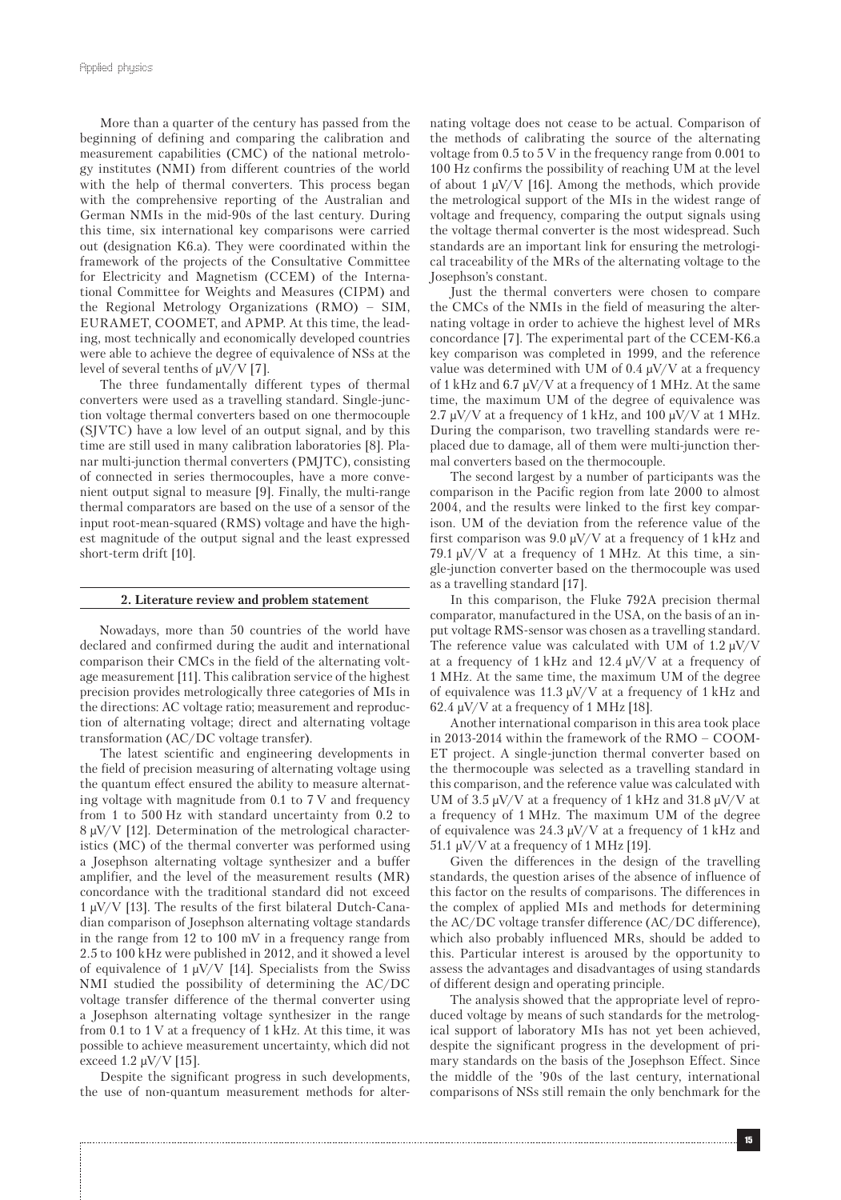More than a quarter of the century has passed from the beginning of defining and comparing the calibration and measurement capabilities (CMC) of the national metrology institutes (NMI) from different countries of the world with the help of thermal converters. This process began with the comprehensive reporting of the Australian and German NMIs in the mid-90s of the last century. During this time, six international key comparisons were carried out (designation K6.a). They were coordinated within the framework of the projects of the Consultative Committee for Electricity and Magnetism (CCEM) of the International Committee for Weights and Measures (CIPM) and the Regional Metrology Organizations (RMO) – SIM, EURAMET, COOMET, and APMP. At this time, the leading, most technically and economically developed countries were able to achieve the degree of equivalence of NSs at the level of several tenths of μV/V [7].

The three fundamentally different types of thermal converters were used as a travelling standard. Single-junction voltage thermal converters based on one thermocouple (SJVTC) have a low level of an output signal, and by this time are still used in many calibration laboratories [8]. Planar multi-junction thermal converters (PMJTC), consisting of connected in series thermocouples, have a more convenient output signal to measure [9]. Finally, the multi-range thermal comparators are based on the use of a sensor of the input root-mean-squared (RMS) voltage and have the highest magnitude of the output signal and the least expressed short-term drift [10].

## 2. Literature review and problem statement

Nowadays, more than 50 countries of the world have declared and confirmed during the audit and international comparison their CMCs in the field of the alternating voltage measurement [11]. This calibration service of the highest precision provides metrologically three categories of MIs in the directions: AC voltage ratio; measurement and reproduction of alternating voltage; direct and alternating voltage transformation (AC/DC voltage transfer).

The latest scientific and engineering developments in the field of precision measuring of alternating voltage using the quantum effect ensured the ability to measure alternating voltage with magnitude from 0.1 to 7 V and frequency from 1 to 500 Hz with standard uncertainty from 0.2 to 8 μV/V [12]. Determination of the metrological characteristics (MC) of the thermal converter was performed using a Josephson alternating voltage synthesizer and a buffer amplifier, and the level of the measurement results (MR) concordance with the traditional standard did not exceed 1 μV/V [13]. The results of the first bilateral Dutch-Canadian comparison of Josephson alternating voltage standards in the range from 12 to 100 mV in a frequency range from 2.5 to 100 kHz were published in 2012, and it showed a level of equivalence of 1 μV/V [14]. Specialists from the Swiss NMI studied the possibility of determining the AC/DC voltage transfer difference of the thermal converter using a Josephson alternating voltage synthesizer in the range from 0.1 to 1 V at a frequency of 1 kHz. At this time, it was possible to achieve measurement uncertainty, which did not exceed 1.2 μV/V [15].

Despite the significant progress in such developments, the use of non-quantum measurement methods for alternating voltage does not cease to be actual. Comparison of the methods of calibrating the source of the alternating voltage from 0.5 to 5 V in the frequency range from 0.001 to 100 Hz confirms the possibility of reaching UM at the level of about 1 μV/V [16]. Among the methods, which provide the metrological support of the MIs in the widest range of voltage and frequency, comparing the output signals using the voltage thermal converter is the most widespread. Such standards are an important link for ensuring the metrological traceability of the MRs of the alternating voltage to the Josephson's constant.

Just the thermal converters were chosen to compare the CMCs of the NMIs in the field of measuring the alternating voltage in order to achieve the highest level of MRs concordance [7]. The experimental part of the CCEM-K6.a key comparison was completed in 1999, and the reference value was determined with UM of 0.4 μV/V at a frequency of 1 kHz and 6.7 μV/V at a frequency of 1 MHz. At the same time, the maximum UM of the degree of equivalence was 2.7 μV/V at a frequency of 1 kHz, and 100 μV/V at 1 MHz. During the comparison, two travelling standards were replaced due to damage, all of them were multi-junction thermal converters based on the thermocouple.

The second largest by a number of participants was the comparison in the Pacific region from late 2000 to almost 2004, and the results were linked to the first key comparison. UM of the deviation from the reference value of the first comparison was 9.0 μV/V at a frequency of 1 kHz and 79.1 μV/V at a frequency of 1 MHz. At this time, a single-junction converter based on the thermocouple was used as a travelling standard [17].

In this comparison, the Fluke 792A precision thermal comparator, manufactured in the USA, on the basis of an input voltage RMS-sensor was chosen as a travelling standard. The reference value was calculated with UM of 1.2 μV/V at a frequency of 1 kHz and 12.4 μV/V at a frequency of 1 MHz. At the same time, the maximum UM of the degree of equivalence was 11.3 μV/V at a frequency of 1 kHz and 62.4 μV/V at a frequency of 1 MHz [18].

Another international comparison in this area took place in 2013-2014 within the framework of the RMO – COOMET project. A single-junction thermal converter based on the thermocouple was selected as a travelling standard in this comparison, and the reference value was calculated with UM of 3.5 μV/V at a frequency of 1 kHz and 31.8 μV/V at a frequency of 1 MHz. The maximum UM of the degree of equivalence was 24.3 μV/V at a frequency of 1 kHz and 51.1 μV/V at a frequency of 1 MHz [19].

Given the differences in the design of the travelling standards, the question arises of the absence of influence of this factor on the results of comparisons. The differences in the complex of applied MIs and methods for determining the AC/DC voltage transfer difference (AC/DC difference), which also probably influenced MRs, should be added to this. Particular interest is aroused by the opportunity to assess the advantages and disadvantages of using standards of different design and operating principle.

The analysis showed that the appropriate level of reproduced voltage by means of such standards for the metrological support of laboratory MIs has not yet been achieved, despite the significant progress in the development of primary standards on the basis of the Josephson Effect. Since the middle of the '90s of the last century, international comparisons of NSs still remain the only benchmark for the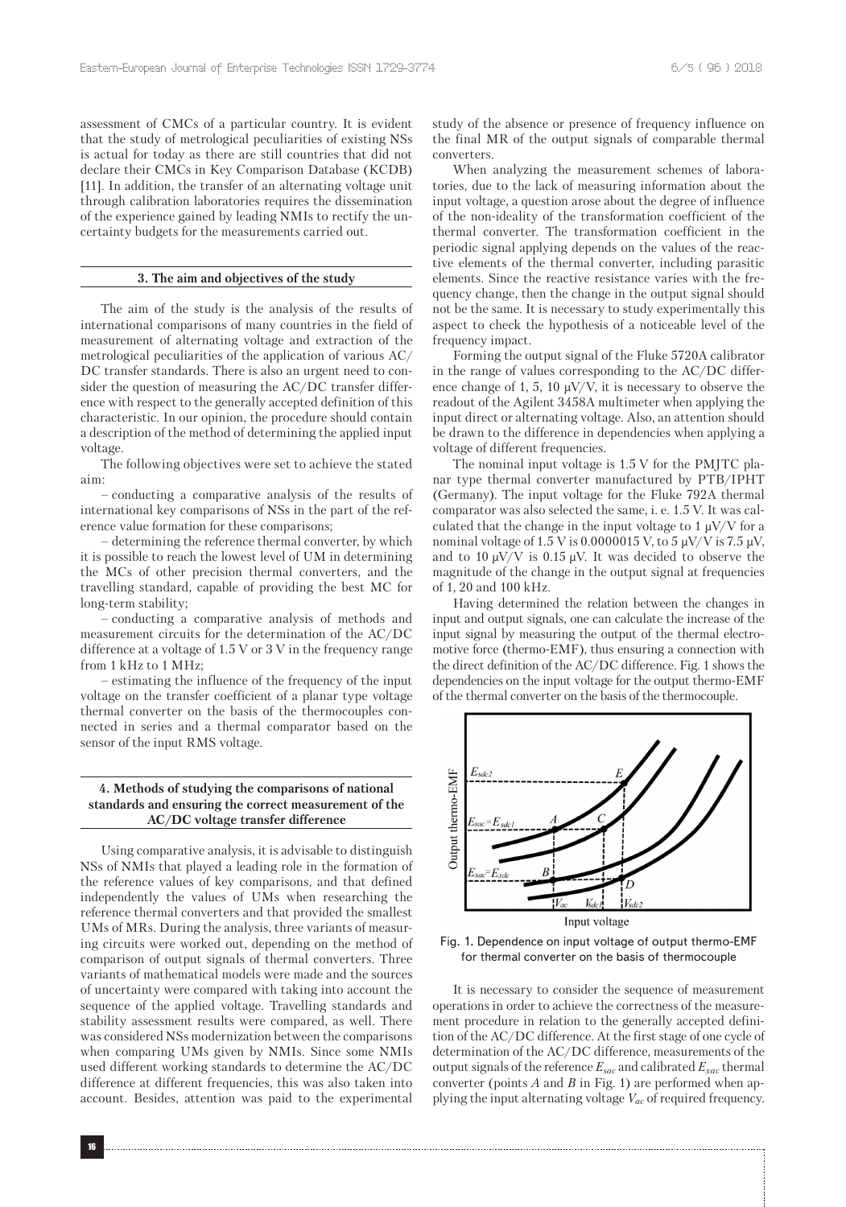assessment of CMCs of a particular country. It is evident that the study of metrological peculiarities of existing NSs is actual for today as there are still countries that did not declare their CMCs in Key Comparison Database (KCDB) [11]. In addition, the transfer of an alternating voltage unit through calibration laboratories requires the dissemination of the experience gained by leading NMIs to rectify the uncertainty budgets for the measurements carried out.

## 3. The aim and objectives of the study

The aim of the study is the analysis of the results of international comparisons of many countries in the field of measurement of alternating voltage and extraction of the metrological peculiarities of the application of various AC/DC transfer standards. There is also an urgent need to consider the question of measuring the AC/DC transfer difference with respect to the generally accepted definition of this characteristic. In our opinion, the procedure should contain a description of the method of determining the applied input voltage.

The following objectives were set to achieve the stated aim:

– conducting a comparative analysis of the results of international key comparisons of NSs in the part of the reference value formation for these comparisons;

– determining the reference thermal converter, by which it is possible to reach the lowest level of UM in determining the MCs of other precision thermal converters, and the travelling standard, capable of providing the best MC for long-term stability;

– conducting a comparative analysis of methods and measurement circuits for the determination of the AC/DC difference at a voltage of 1.5 V or 3 V in the frequency range from 1 kHz to 1 MHz;

– estimating the influence of the frequency of the input voltage on the transfer coefficient of a planar type voltage thermal converter on the basis of the thermocouples connected in series and a thermal comparator based on the sensor of the input RMS voltage.

## 4. Methods of studying the comparisons of national standards and ensuring the correct measurement of the AC/DC voltage transfer difference

Using comparative analysis, it is advisable to distinguish NSs of NMIs that played a leading role in the formation of the reference values of key comparisons, and that defined independently the values of UMs when researching the reference thermal converters and that provided the smallest UMs of MRs. During the analysis, three variants of measuring circuits were worked out, depending on the method of comparison of output signals of thermal converters. Three variants of mathematical models were made and the sources of uncertainty were compared with taking into account the sequence of the applied voltage. Travelling standards and stability assessment results were compared, as well. There was considered NSs modernization between the comparisons when comparing UMs given by NMIs. Since some NMIs used different working standards to determine the AC/DC difference at different frequencies, this was also taken into account. Besides, attention was paid to the experimental study of the absence or presence of frequency influence on the final MR of the output signals of comparable thermal converters.

When analyzing the measurement schemes of laboratories, due to the lack of measuring information about the input voltage, a question arose about the degree of influence of the non-ideality of the transformation coefficient of the thermal converter. The transformation coefficient in the periodic signal applying depends on the values of the reactive elements of the thermal converter, including parasitic elements. Since the reactive resistance varies with the frequency change, then the change in the output signal should not be the same. It is necessary to study experimentally this aspect to check the hypothesis of a noticeable level of the frequency impact.

Forming the output signal of the Fluke 5720A calibrator in the range of values corresponding to the AC/DC difference change of 1, 5, 10 μV/V, it is necessary to observe the readout of the Agilent 3458A multimeter when applying the input direct or alternating voltage. Also, an attention should be drawn to the difference in dependencies when applying a voltage of different frequencies.

The nominal input voltage is 1.5 V for the PMJTC planar type thermal converter manufactured by PTB/IPHT (Germany). The input voltage for the Fluke 792A thermal comparator was also selected the same, i. e. 1.5 V. It was calculated that the change in the input voltage to 1 μV/V for a nominal voltage of 1.5 V is 0.0000015 V, to 5 μV/V is 7.5 μV, and to 10 μV/V is 0.15 μV. It was decided to observe the magnitude of the change in the output signal at frequencies of 1, 20 and 100 kHz.

Having determined the relation between the changes in input and output signals, one can calculate the increase of the input signal by measuring the output of the thermal electromotive force (thermo-EMF), thus ensuring a connection with the direct definition of the AC/DC difference. Fig. 1 shows the dependencies on the input voltage for the output thermo-EMF of the thermal converter on the basis of the thermocouple.

Fig. 1. Dependence on input voltage of output thermo-EMF for thermal converter on the basis of thermocouple

It is necessary to consider the sequence of measurement operations in order to achieve the correctness of the measurement procedure in relation to the generally accepted definition of the AC/DC difference. At the first stage of one cycle of determination of the AC/DC difference, measurements of the output signals of the reference $E_{sac}$ and calibrated $E_{xac}$ thermal converter (points *A* and *B* in Fig. 1) are performed when applying the input alternating voltage $V_{ac}$ of required frequency.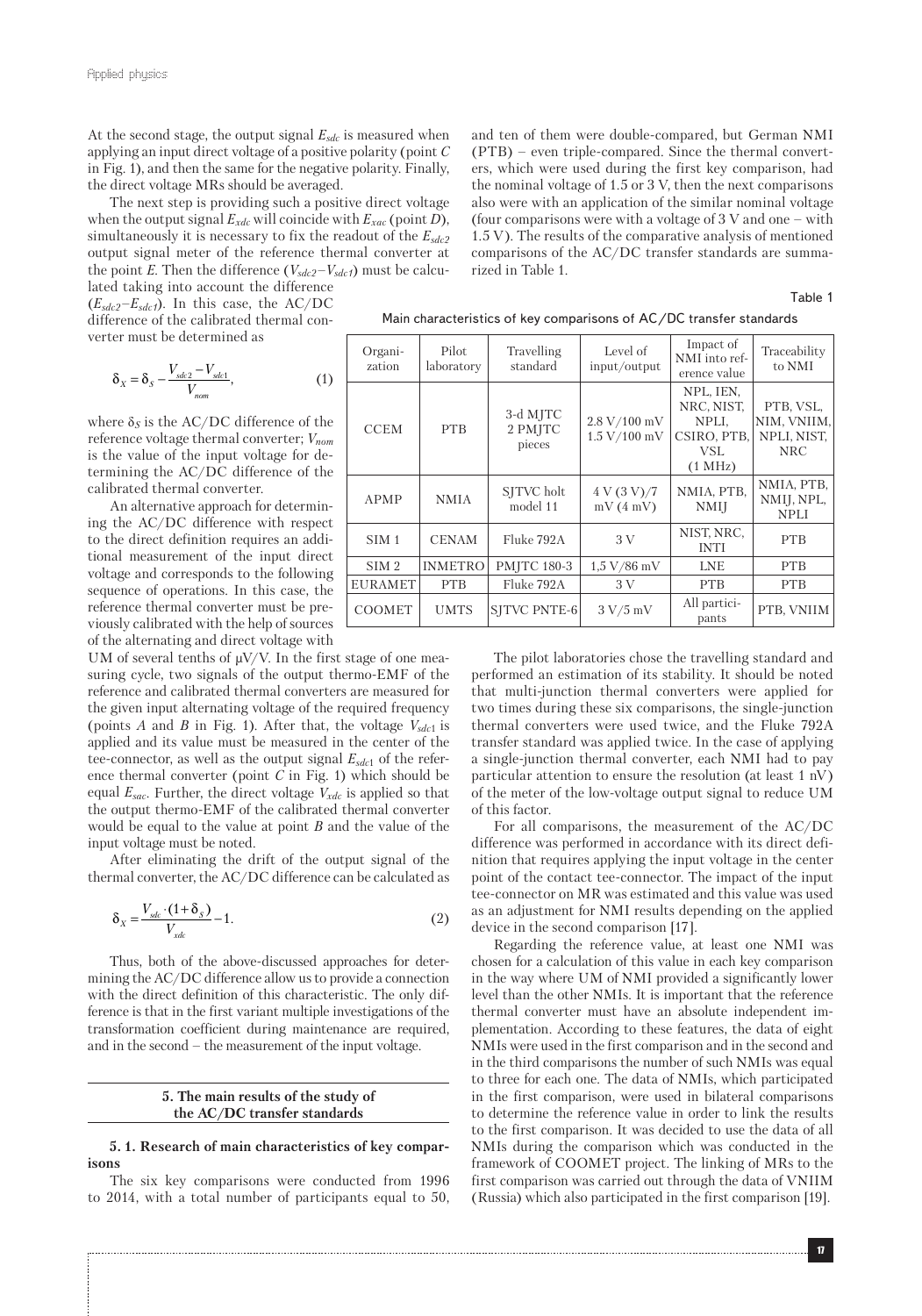At the second stage, the output signal $E_{sdc}$ is measured when applying an input direct voltage of a positive polarity (point *C* in Fig. 1), and then the same for the negative polarity. Finally, the direct voltage MRs should be averaged.

The next step is providing such a positive direct voltage when the output signal $E_{xdc}$ will coincide with $E_{xac}$ (point *D*), simultaneously it is necessary to fix the readout of the $E_{sdc2}$ output signal meter of the reference thermal converter at the point *E*. Then the difference ($V_{sdc2}-V_{sdc1}$) must be calculated taking into account the difference ($E_{sdc2}-E_{sdc1}$). In this case, the AC/DC difference of the calibrated thermal converter must be determined as

$$\delta_X = \delta_S - \frac{V_{sdc2} - V_{sdc1}}{V_{nom}}, \tag{1}$$

where $\delta_S$ is the AC/DC difference of the reference voltage thermal converter; $V_{nom}$ is the value of the input voltage for determining the AC/DC difference of the calibrated thermal converter.

An alternative approach for determining the AC/DC difference with respect to the direct definition requires an additional measurement of the input direct voltage and corresponds to the following sequence of operations. In this case, the reference thermal converter must be previously calibrated with the help of sources of the alternating and direct voltage with UM of several tenths of μV/V. In the first stage of one measuring cycle, two signals of the output thermo-EMF of the reference and calibrated thermal converters are measured for the given input alternating voltage of the required frequency (points *A* and *B* in Fig. 1). After that, the voltage $V_{sdc1}$ is applied and its value must be measured in the center of the tee-connector, as well as the output signal $E_{sdc1}$ of the reference thermal converter (point *C* in Fig. 1) which should be equal $E_{sac}$. Further, the direct voltage $V_{xdc}$ is applied so that the output thermo-EMF of the calibrated thermal converter would be equal to the value at point *B* and the value of the input voltage must be noted.

After eliminating the drift of the output signal of the thermal converter, the AC/DC difference can be calculated as

$$\delta_X = \frac{V_{sdc} \cdot (1 + \delta_S)}{V_{xdc}} - 1. \tag{2}$$

Thus, both of the above-discussed approaches for determining the AC/DC difference allow us to provide a connection with the direct definition of this characteristic. The only difference is that in the first variant multiple investigations of the transformation coefficient during maintenance are required, and in the second – the measurement of the input voltage.

## 5. The main results of the study of the AC/DC transfer standards

### 5. 1. Research of main characteristics of key comparisons

The six key comparisons were conducted from 1996 to 2014, with a total number of participants equal to 50, and ten of them were double-compared, but German NMI (PTB) – even triple-compared. Since the thermal converters, which were used during the first key comparison, had the nominal voltage of 1.5 or 3 V, then the next comparisons also were with an application of the similar nominal voltage (four comparisons were with a voltage of 3 V and one – with 1.5 V). The results of the comparative analysis of mentioned comparisons of the AC/DC transfer standards are summarized in Table 1.

Table 1

Main characteristics of key comparisons of AC/DC transfer standards

| Organization | Pilot laboratory | Travelling standard | Level of input/output | Impact of NMI into reference value | Traceability to NMI |
|---|---|---|---|---|---|
| CCEM | PTB | 3-d MJTC 2 PMJTC pieces | 2.8 V/100 mV 1.5 V/100 mV | NPL, IEN, NRC, NIST, NPLI, CSIRO, PTB, VSL (1 MHz) | PTB, VSL, NIM, VNIIM, NPLI, NIST, NRC |
| APMP | NMIA | SJTVC holt model 11 | 4 V (3 V)/7 mV (4 mV) | NMIA, PTB, NMIJ | NMIA, PTB, NMIJ, NPL, NPLI |
| SIM 1 | CENAM | Fluke 792A | 3 V | NIST, NRC, INTI | PTB |
| SIM 2 | INMETRO | PMJTC 180-3 | 1,5 V/86 mV | LNE | PTB |
| EURAMET | PTB | Fluke 792A | 3 V | PTB | PTB |
| COOMET | UMTS | SJTVC PNTE-6 | 3 V/5 mV | All participants | PTB, VNIIM |

The pilot laboratories chose the travelling standard and performed an estimation of its stability. It should be noted that multi-junction thermal converters were applied for two times during these six comparisons, the single-junction thermal converters were used twice, and the Fluke 792A transfer standard was applied twice. In the case of applying a single-junction thermal converter, each NMI had to pay particular attention to ensure the resolution (at least 1 nV) of the meter of the low-voltage output signal to reduce UM of this factor.

For all comparisons, the measurement of the AC/DC difference was performed in accordance with its direct definition that requires applying the input voltage in the center point of the contact tee-connector. The impact of the input tee-connector on MR was estimated and this value was used as an adjustment for NMI results depending on the applied device in the second comparison [17].

Regarding the reference value, at least one NMI was chosen for a calculation of this value in each key comparison in the way where UM of NMI provided a significantly lower level than the other NMIs. It is important that the reference thermal converter must have an absolute independent implementation. According to these features, the data of eight NMIs were used in the first comparison and in the second and in the third comparisons the number of such NMIs was equal to three for each one. The data of NMIs, which participated in the first comparison, were used in bilateral comparisons to determine the reference value in order to link the results to the first comparison. It was decided to use the data of all NMIs during the comparison which was conducted in the framework of COOMET project. The linking of MRs to the first comparison was carried out through the data of VNIIM (Russia) which also participated in the first comparison [19].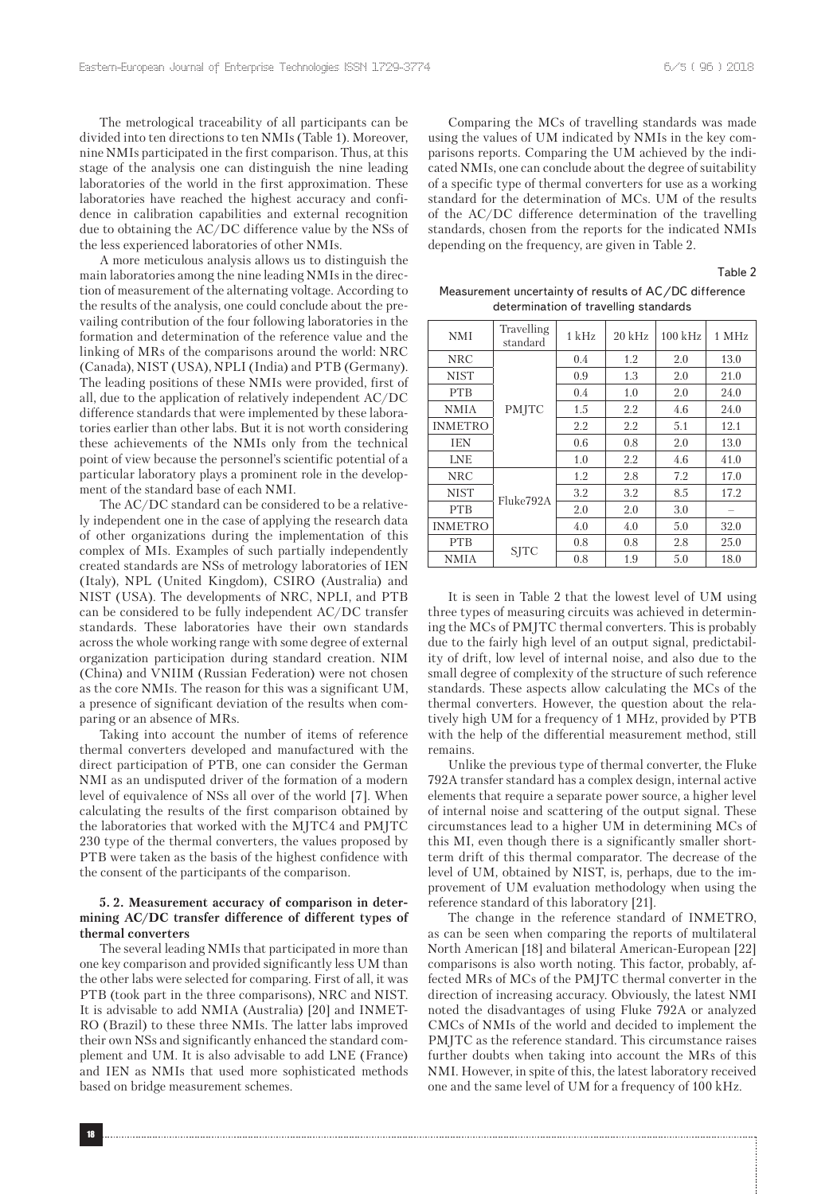The metrological traceability of all participants can be divided into ten directions to ten NMIs (Table 1). Moreover, nine NMIs participated in the first comparison. Thus, at this stage of the analysis one can distinguish the nine leading laboratories of the world in the first approximation. These laboratories have reached the highest accuracy and confidence in calibration capabilities and external recognition due to obtaining the AC/DC difference value by the NSs of the less experienced laboratories of other NMIs.

A more meticulous analysis allows us to distinguish the main laboratories among the nine leading NMIs in the direction of measurement of the alternating voltage. According to the results of the analysis, one could conclude about the prevailing contribution of the four following laboratories in the formation and determination of the reference value and the linking of MRs of the comparisons around the world: NRC (Canada), NIST (USA), NPLI (India) and PTB (Germany). The leading positions of these NMIs were provided, first of all, due to the application of relatively independent AC/DC difference standards that were implemented by these laboratories earlier than other labs. But it is not worth considering these achievements of the NMIs only from the technical point of view because the personnel's scientific potential of a particular laboratory plays a prominent role in the development of the standard base of each NMI.

The AC/DC standard can be considered to be a relatively independent one in the case of applying the research data of other organizations during the implementation of this complex of MIs. Examples of such partially independently created standards are NSs of metrology laboratories of IEN (Italy), NPL (United Kingdom), CSIRO (Australia) and NIST (USA). The developments of NRC, NPLI, and PTB can be considered to be fully independent AC/DC transfer standards. These laboratories have their own standards across the whole working range with some degree of external organization participation during standard creation. NIM (China) and VNIIM (Russian Federation) were not chosen as the core NMIs. The reason for this was a significant UM, a presence of significant deviation of the results when comparing or an absence of MRs.

Taking into account the number of items of reference thermal converters developed and manufactured with the direct participation of PTB, one can consider the German NMI as an undisputed driver of the formation of a modern level of equivalence of NSs all over of the world [7]. When calculating the results of the first comparison obtained by the laboratories that worked with the MJTC4 and PMJTC 230 type of the thermal converters, the values proposed by PTB were taken as the basis of the highest confidence with the consent of the participants of the comparison.

### 5. 2. Measurement accuracy of comparison in determining AC/DC transfer difference of different types of thermal converters

The several leading NMIs that participated in more than one key comparison and provided significantly less UM than the other labs were selected for comparing. First of all, it was PTB (took part in the three comparisons), NRC and NIST. It is advisable to add NMIA (Australia) [20] and INMETRO (Brazil) to these three NMIs. The latter labs improved their own NSs and significantly enhanced the standard complement and UM. It is also advisable to add LNE (France) and IEN as NMIs that used more sophisticated methods based on bridge measurement schemes.

Comparing the MCs of travelling standards was made using the values of UM indicated by NMIs in the key comparisons reports. Comparing the UM achieved by the indicated NMIs, one can conclude about the degree of suitability of a specific type of thermal converters for use as a working standard for the determination of MCs. UM of the results of the AC/DC difference determination of the travelling standards, chosen from the reports for the indicated NMIs depending on the frequency, are given in Table 2.

Table 2

Measurement uncertainty of results of AC/DC difference determination of travelling standards

| NMI | Travelling standard | 1 kHz | 20 kHz | 100 kHz | 1 MHz |
|---|---|---|---|---|---|
| NRC | PMJTC | 0.4 | 1.2 | 2.0 | 13.0 |
| NIST | | 0.9 | 1.3 | 2.0 | 21.0 |
| PTB | | 0.4 | 1.0 | 2.0 | 24.0 |
| NMIA | | 1.5 | 2.2 | 4.6 | 24.0 |
| INMETRO | | 2.2 | 2.2 | 5.1 | 12.1 |
| IEN | | 0.6 | 0.8 | 2.0 | 13.0 |
| LNE | | 1.0 | 2.2 | 4.6 | 41.0 |
| NRC | Fluke792A | 1.2 | 2.8 | 7.2 | 17.0 |
| NIST | | 3.2 | 3.2 | 8.5 | 17.2 |
| PTB | | 2.0 | 2.0 | 3.0 | – |
| INMETRO | | 4.0 | 4.0 | 5.0 | 32.0 |
| PTB | SJTC | 0.8 | 0.8 | 2.8 | 25.0 |
| NMIA | | 0.8 | 1.9 | 5.0 | 18.0 |

It is seen in Table 2 that the lowest level of UM using three types of measuring circuits was achieved in determining the MCs of PMJTC thermal converters. This is probably due to the fairly high level of an output signal, predictability of drift, low level of internal noise, and also due to the small degree of complexity of the structure of such reference standards. These aspects allow calculating the MCs of the thermal converters. However, the question about the relatively high UM for a frequency of 1 MHz, provided by PTB with the help of the differential measurement method, still remains.

Unlike the previous type of thermal converter, the Fluke 792A transfer standard has a complex design, internal active elements that require a separate power source, a higher level of internal noise and scattering of the output signal. These circumstances lead to a higher UM in determining MCs of this MI, even though there is a significantly smaller short-term drift of this thermal comparator. The decrease of the level of UM, obtained by NIST, is, perhaps, due to the improvement of UM evaluation methodology when using the reference standard of this laboratory [21].

The change in the reference standard of INMETRO, as can be seen when comparing the reports of multilateral North American [18] and bilateral American-European [22] comparisons is also worth noting. This factor, probably, affected MRs of MCs of the PMJTC thermal converter in the direction of increasing accuracy. Obviously, the latest NMI noted the disadvantages of using Fluke 792A or analyzed CMCs of NMIs of the world and decided to implement the PMJTC as the reference standard. This circumstance raises further doubts when taking into account the MRs of this NMI. However, in spite of this, the latest laboratory received one and the same level of UM for a frequency of 100 kHz.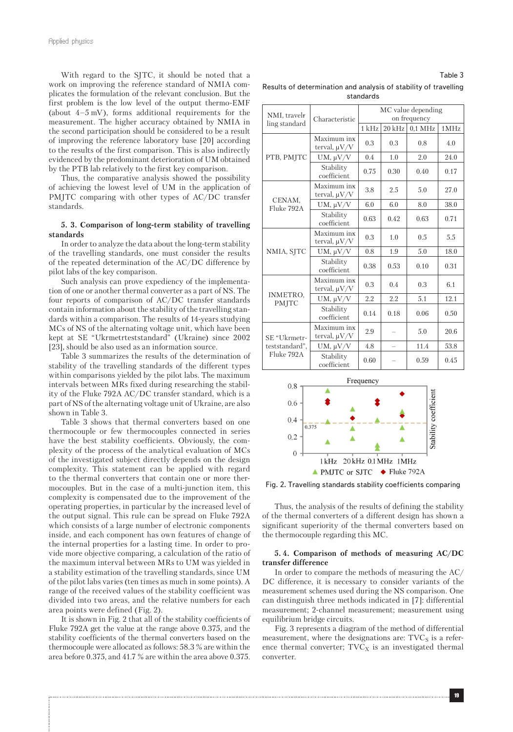With regard to the SJTC, it should be noted that a work on improving the reference standard of NMIA complicates the formulation of the relevant conclusion. But the first problem is the low level of the output thermo-EMF (about 4–5 mV), forms additional requirements for the measurement. The higher accuracy obtained by NMIA in the second participation should be considered to be a result of improving the reference laboratory base [20] according to the results of the first comparison. This is also indirectly evidenced by the predominant deterioration of UM obtained by the PTB lab relatively to the first key comparison.

Thus, the comparative analysis showed the possibility of achieving the lowest level of UM in the application of PMJTC comparing with other types of AC/DC transfer standards.

**5. 3. Comparison of long-term stability of travelling standards**

In order to analyze the data about the long-term stability of the travelling standards, one must consider the results of the repeated determination of the AC/DC difference by pilot labs of the key comparison.

Such analysis can prove expediency of the implementation of one or another thermal converter as a part of NS. The four reports of comparison of AC/DC transfer standards contain information about the stability of the travelling standards within a comparison. The results of 14-years studying MCs of NS of the alternating voltage unit, which have been kept at SE "Ukrmetrteststandard" (Ukraine) since 2002 [23], should be also used as an information source.

Table 3 summarizes the results of the determination of stability of the travelling standards of the different types within comparisons yielded by the pilot labs. The maximum intervals between MRs fixed during researching the stability of the Fluke 792A AC/DC transfer standard, which is a part of NS of the alternating voltage unit of Ukraine, are also shown in Table 3.

Table 3 shows that thermal converters based on one thermocouple or few thermocouples connected in series have the best stability coefficients. Obviously, the complexity of the process of the analytical evaluation of MCs of the investigated subject directly depends on the design complexity. This statement can be applied with regard to the thermal converters that contain one or more thermocouples. But in the case of a multi-junction item, this complexity is compensated due to the improvement of the operating properties, in particular by the increased level of the output signal. This rule can be spread on Fluke 792A which consists of a large number of electronic components inside, and each component has own features of change of the internal properties for a lasting time. In order to provide more objective comparing, a calculation of the ratio of the maximum interval between MRs to UM was yielded in a stability estimation of the travelling standards, since UM of the pilot labs varies (ten times as much in some points). A range of the received values of the stability coefficient was divided into two areas, and the relative numbers for each area points were defined (Fig. 2).

It is shown in Fig. 2 that all of the stability coefficients of Fluke 792A get the value at the range above 0.375, and the stability coefficients of the thermal converters based on the thermocouple were allocated as follows: 58.3 % are within the area before 0.375, and 41.7 % are within the area above 0.375.

Table 3

Results of determination and analysis of stability of travelling standards

| NMI, travelling standard | Characteristic | MC value depending on frequency | | | |
|---|---|---|---|---|---|
| | | 1 kHz | 20 kHz | 0,1 MHz | 1MHz |
| PTB, PMJTC | Maximum interval, μV/V | 0.3 | 0.3 | 0.8 | 4.0 |
| | UM, μV/V | 0.4 | 1.0 | 2.0 | 24.0 |
| | Stability coefficient | 0.75 | 0.30 | 0.40 | 0.17 |
| CENAM, Fluke 792A | Maximum interval, μV/V | 3.8 | 2.5 | 5.0 | 27.0 |
| | UM, μV/V | 6.0 | 6.0 | 8.0 | 38.0 |
| | Stability coefficient | 0.63 | 0.42 | 0.63 | 0.71 |
| NMIA, SJTC | Maximum interval, μV/V | 0.3 | 1.0 | 0.5 | 5.5 |
| | UM, μV/V | 0.8 | 1.9 | 5.0 | 18.0 |
| | Stability coefficient | 0.38 | 0.53 | 0.10 | 0.31 |
| INMETRO, PMJTC | Maximum interval, μV/V | 0.3 | 0.4 | 0.3 | 6.1 |
| | UM, μV/V | 2.2 | 2.2 | 5.1 | 12.1 |
| | Stability coefficient | 0.14 | 0.18 | 0.06 | 0.50 |
| SE "Ukrmetrteststandard", Fluke 792A | Maximum interval, μV/V | 2.9 | – | 5.0 | 20.6 |
| | UM, μV/V | 4.8 | – | 11.4 | 53.8 |
| | Stability coefficient | 0.60 | – | 0.59 | 0.45 |

Fig. 2. Travelling standards stability coefficients comparing

Thus, the analysis of the results of defining the stability of the thermal converters of a different design has shown a significant superiority of the thermal converters based on the thermocouple regarding this MC.

**5. 4. Comparison of methods of measuring AC/DC transfer difference**

In order to compare the methods of measuring the AC/DC difference, it is necessary to consider variants of the measurement schemes used during the NS comparison. One can distinguish three methods indicated in [7]: differential measurement; 2-channel measurement; measurement using equilibrium bridge circuits.

Fig. 3 represents a diagram of the method of differential measurement, where the designations are: $TVC_S$ is a reference thermal converter; $TVC_X$ is an investigated thermal converter.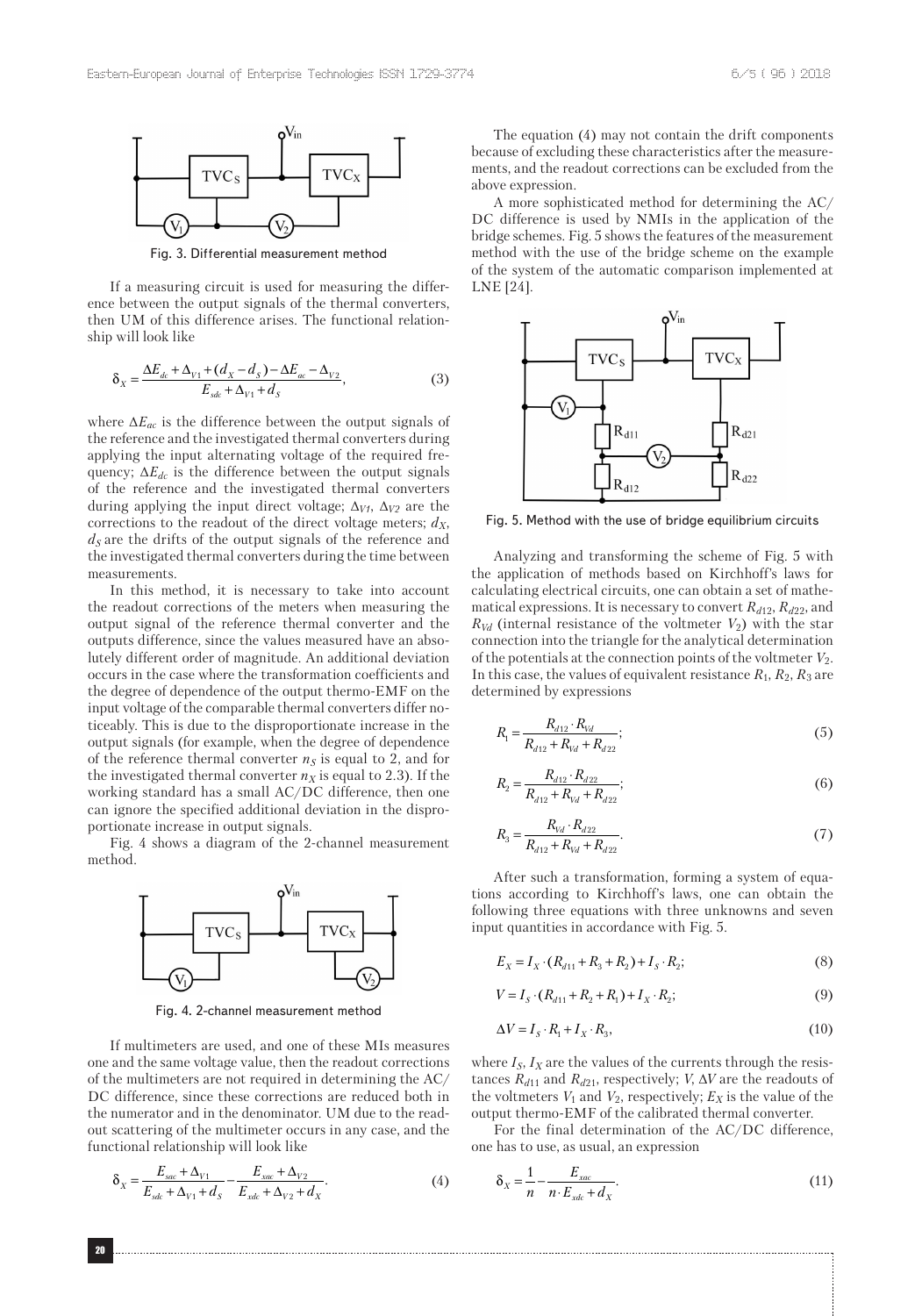Fig. 3. Differential measurement method

If a measuring circuit is used for measuring the difference between the output signals of the thermal converters, then UM of this difference arises. The functional relationship will look like

$$\delta_X = \frac{\Delta E_{dc} + \Delta_{V1} + (d_X - d_S) - \Delta E_{ac} - \Delta_{V2}}{E_{sdc} + \Delta_{V1} + d_S}, \tag{3}$$

where $\Delta E_{ac}$ is the difference between the output signals of the reference and the investigated thermal converters during applying the input alternating voltage of the required frequency; $\Delta E_{dc}$ is the difference between the output signals of the reference and the investigated thermal converters during applying the input direct voltage; $\Delta_{V1}$, $\Delta_{V2}$ are the corrections to the readout of the direct voltage meters; $d_X$, $d_S$ are the drifts of the output signals of the reference and the investigated thermal converters during the time between measurements.

In this method, it is necessary to take into account the readout corrections of the meters when measuring the output signal of the reference thermal converter and the outputs difference, since the values measured have an absolutely different order of magnitude. An additional deviation occurs in the case where the transformation coefficients and the degree of dependence of the output thermo-EMF on the input voltage of the comparable thermal converters differ noticeably. This is due to the disproportionate increase in the output signals (for example, when the degree of dependence of the reference thermal converter $n_S$ is equal to 2, and for the investigated thermal converter $n_X$ is equal to 2.3). If the working standard has a small AC/DC difference, then one can ignore the specified additional deviation in the disproportionate increase in output signals.

Fig. 4 shows a diagram of the 2-channel measurement method.

Fig. 4. 2-channel measurement method

If multimeters are used, and one of these MIs measures one and the same voltage value, then the readout corrections of the multimeters are not required in determining the AC/DC difference, since these corrections are reduced both in the numerator and in the denominator. UM due to the readout scattering of the multimeter occurs in any case, and the functional relationship will look like

$$\delta_X = \frac{E_{sac} + \Delta_{V1}}{E_{sdc} + \Delta_{V1} + d_S} - \frac{E_{xac} + \Delta_{V2}}{E_{xdc} + \Delta_{V2} + d_X}. \tag{4}$$

The equation (4) may not contain the drift components because of excluding these characteristics after the measurements, and the readout corrections can be excluded from the above expression.

A more sophisticated method for determining the AC/DC difference is used by NMIs in the application of the bridge schemes. Fig. 5 shows the features of the measurement method with the use of the bridge scheme on the example of the system of the automatic comparison implemented at LNE [24].

Fig. 5. Method with the use of bridge equilibrium circuits

Analyzing and transforming the scheme of Fig. 5 with the application of methods based on Kirchhoff's laws for calculating electrical circuits, one can obtain a set of mathematical expressions. It is necessary to convert $R_{d12}$, $R_{d22}$, and $R_{Vd}$ (internal resistance of the voltmeter $V_2$) with the star connection into the triangle for the analytical determination of the potentials at the connection points of the voltmeter $V_2$. In this case, the values of equivalent resistance $R_1$, $R_2$, $R_3$ are determined by expressions

$$R_1 = \frac{R_{d12} \cdot R_{Vd}}{R_{d12} + R_{Vd} + R_{d22}}; \tag{5}$$

$$R_2 = \frac{R_{d12} \cdot R_{d22}}{R_{d12} + R_{Vd} + R_{d22}}; \tag{6}$$

$$R_3 = \frac{R_{Vd} \cdot R_{d22}}{R_{d12} + R_{Vd} + R_{d22}}. \tag{7}$$

After such a transformation, forming a system of equations according to Kirchhoff's laws, one can obtain the following three equations with three unknowns and seven input quantities in accordance with Fig. 5.

$$E_X = I_X \cdot (R_{d11} + R_3 + R_2) + I_S \cdot R_2; \tag{8}$$

$$V = I_S \cdot (R_{d11} + R_2 + R_1) + I_X \cdot R_2; \tag{9}$$

$$\Delta V = I_S \cdot R_1 + I_X \cdot R_3, \tag{10}$$

where $I_S$, $I_X$ are the values of the currents through the resistances $R_{d11}$ and $R_{d21}$, respectively; $V$, $\Delta V$ are the readouts of the voltmeters $V_1$ and $V_2$, respectively; $E_X$ is the value of the output thermo-EMF of the calibrated thermal converter.

For the final determination of the AC/DC difference, one has to use, as usual, an expression

$$\delta_X = \frac{1}{n} - \frac{E_{xac}}{n \cdot E_{xdc} + d_X}. \tag{11}$$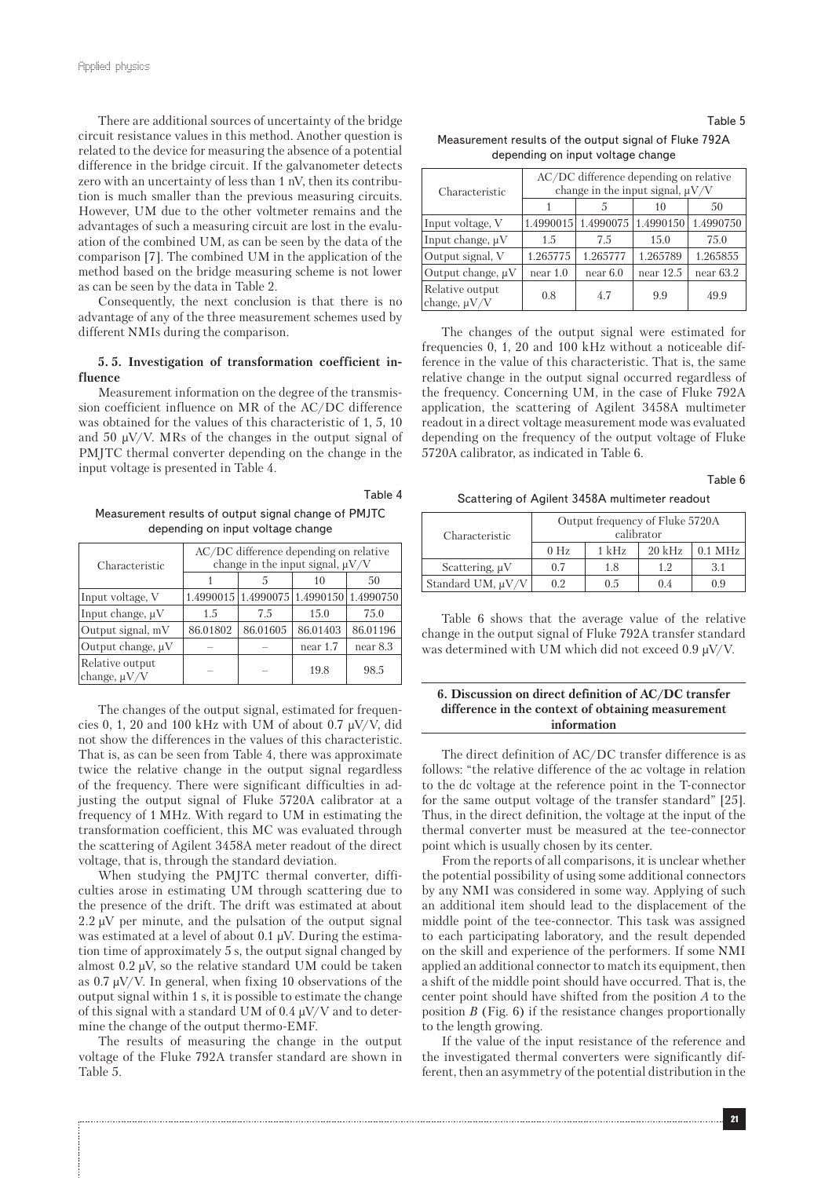There are additional sources of uncertainty of the bridge circuit resistance values in this method. Another question is related to the device for measuring the absence of a potential difference in the bridge circuit. If the galvanometer detects zero with an uncertainty of less than 1 nV, then its contribution is much smaller than the previous measuring circuits. However, UM due to the other voltmeter remains and the advantages of such a measuring circuit are lost in the evaluation of the combined UM, as can be seen by the data of the comparison [7]. The combined UM in the application of the method based on the bridge measuring scheme is not lower as can be seen by the data in Table 2.

Consequently, the next conclusion is that there is no advantage of any of the three measurement schemes used by different NMIs during the comparison.

### 5. 5. Investigation of transformation coefficient influence

Measurement information on the degree of the transmission coefficient influence on MR of the AC/DC difference was obtained for the values of this characteristic of 1, 5, 10 and 50 μV/V. MRs of the changes in the output signal of PMJTC thermal converter depending on the change in the input voltage is presented in Table 4.

Table 4

Measurement results of output signal change of PMJTC depending on input voltage change

| Characteristic | AC/DC difference depending on relative change in the input signal, μV/V | | | |
|---|---|---|---|---|
| | 1 | 5 | 10 | 50 |
| Input voltage, V | 1.4990015 | 1.4990075 | 1.4990150 | 1.4990750 |
| Input change, μV | 1.5 | 7.5 | 15.0 | 75.0 |
| Output signal, mV | 86.01802 | 86.01605 | 86.01403 | 86.01196 |
| Output change, μV | – | – | near 1.7 | near 8.3 |
| Relative output change, μV/V | – | – | 19.8 | 98.5 |

The changes of the output signal, estimated for frequencies 0, 1, 20 and 100 kHz with UM of about 0.7 μV/V, did not show the differences in the values of this characteristic. That is, as can be seen from Table 4, there was approximate twice the relative change in the output signal regardless of the frequency. There were significant difficulties in adjusting the output signal of Fluke 5720A calibrator at a frequency of 1 MHz. With regard to UM in estimating the transformation coefficient, this MC was evaluated through the scattering of Agilent 3458A meter readout of the direct voltage, that is, through the standard deviation.

When studying the PMJTC thermal converter, difficulties arose in estimating UM through scattering due to the presence of the drift. The drift was estimated at about 2.2 μV per minute, and the pulsation of the output signal was estimated at a level of about 0.1 μV. During the estimation time of approximately 5 s, the output signal changed by almost 0.2 μV, so the relative standard UM could be taken as 0.7 μV/V. In general, when fixing 10 observations of the output signal within 1 s, it is possible to estimate the change of this signal with a standard UM of 0.4 μV/V and to determine the change of the output thermo-EMF.

The results of measuring the change in the output voltage of the Fluke 792A transfer standard are shown in Table 5.

Table 5

Measurement results of the output signal of Fluke 792A depending on input voltage change

| Characteristic | AC/DC difference depending on relative change in the input signal, μV/V | | | |
|---|---|---|---|---|
| | 1 | 5 | 10 | 50 |
| Input voltage, V | 1.4990015 | 1.4990075 | 1.4990150 | 1.4990750 |
| Input change, μV | 1.5 | 7.5 | 15.0 | 75.0 |
| Output signal, V | 1.265775 | 1.265777 | 1.265789 | 1.265855 |
| Output change, μV | near 1.0 | near 6.0 | near 12.5 | near 63.2 |
| Relative output change, μV/V | 0.8 | 4.7 | 9.9 | 49.9 |

The changes of the output signal were estimated for frequencies 0, 1, 20 and 100 kHz without a noticeable difference in the value of this characteristic. That is, the same relative change in the output signal occurred regardless of the frequency. Concerning UM, in the case of Fluke 792A application, the scattering of Agilent 3458A multimeter readout in a direct voltage measurement mode was evaluated depending on the frequency of the output voltage of Fluke 5720A calibrator, as indicated in Table 6.

Table 6

Scattering of Agilent 3458A multimeter readout

| Characteristic | Output frequency of Fluke 5720A calibrator | | | |
|---|---|---|---|---|
| | 0 Hz | 1 kHz | 20 kHz | 0.1 MHz |
| Scattering, μV | 0.7 | 1.8 | 1.2 | 3.1 |
| Standard UM, μV/V | 0.2 | 0.5 | 0.4 | 0.9 |

Table 6 shows that the average value of the relative change in the output signal of Fluke 792A transfer standard was determined with UM which did not exceed 0.9 μV/V.

## 6. Discussion on direct definition of AC/DC transfer difference in the context of obtaining measurement information

The direct definition of AC/DC transfer difference is as follows: "the relative difference of the ac voltage in relation to the dc voltage at the reference point in the T-connector for the same output voltage of the transfer standard" [25]. Thus, in the direct definition, the voltage at the input of the thermal converter must be measured at the tee-connector point which is usually chosen by its center.

From the reports of all comparisons, it is unclear whether the potential possibility of using some additional connectors by any NMI was considered in some way. Applying of such an additional item should lead to the displacement of the middle point of the tee-connector. This task was assigned to each participating laboratory, and the result depended on the skill and experience of the performers. If some NMI applied an additional connector to match its equipment, then a shift of the middle point should have occurred. That is, the center point should have shifted from the position *A* to the position *B* (Fig. 6) if the resistance changes proportionally to the length growing.

If the value of the input resistance of the reference and the investigated thermal converters were significantly different, then an asymmetry of the potential distribution in the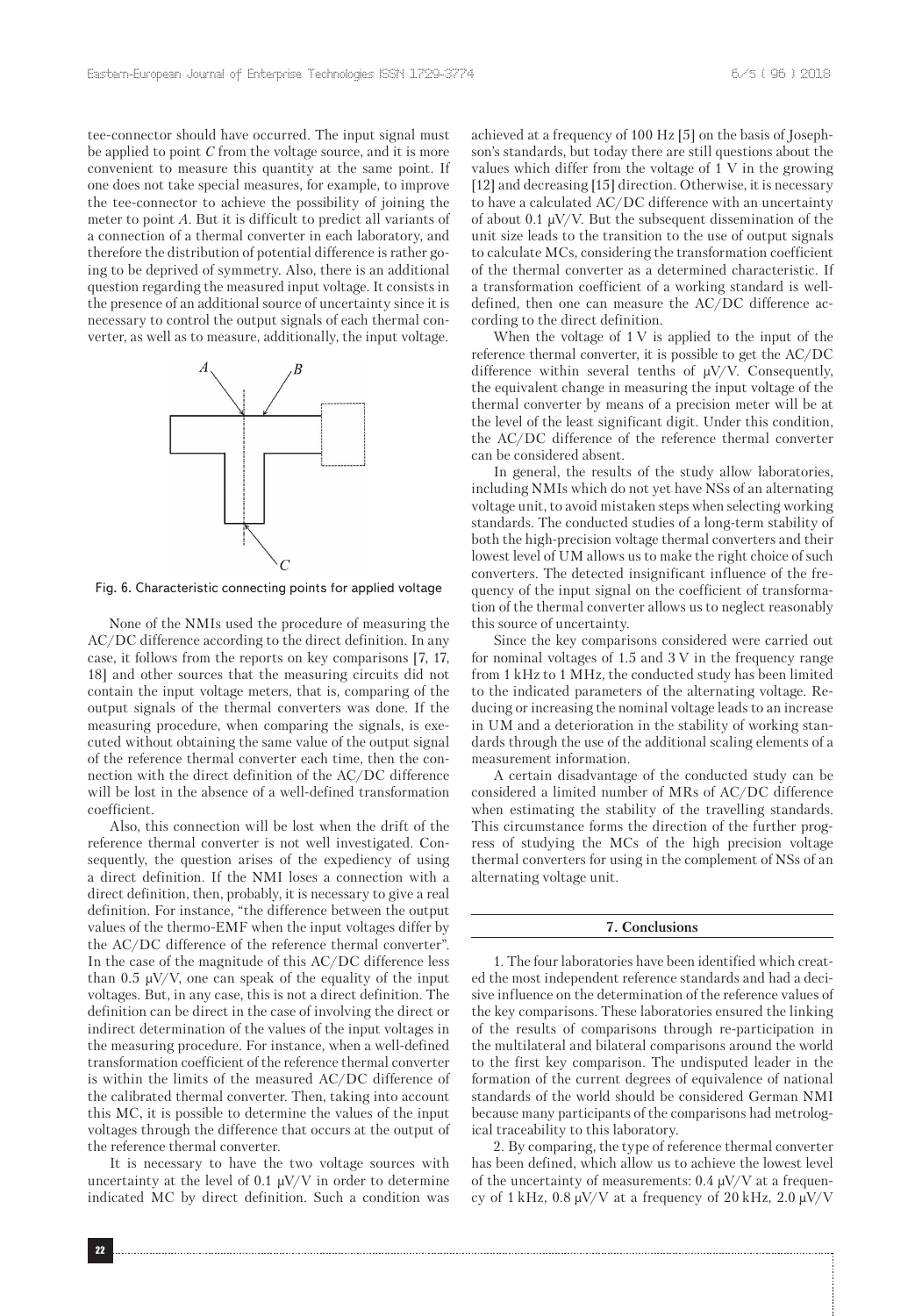tee-connector should have occurred. The input signal must be applied to point *C* from the voltage source, and it is more convenient to measure this quantity at the same point. If one does not take special measures, for example, to improve the tee-connector to achieve the possibility of joining the meter to point *A*. But it is difficult to predict all variants of a connection of a thermal converter in each laboratory, and therefore the distribution of potential difference is rather going to be deprived of symmetry. Also, there is an additional question regarding the measured input voltage. It consists in the presence of an additional source of uncertainty since it is necessary to control the output signals of each thermal converter, as well as to measure, additionally, the input voltage.

Fig. 6. Characteristic connecting points for applied voltage

None of the NMIs used the procedure of measuring the AC/DC difference according to the direct definition. In any case, it follows from the reports on key comparisons [7, 17, 18] and other sources that the measuring circuits did not contain the input voltage meters, that is, comparing of the output signals of the thermal converters was done. If the measuring procedure, when comparing the signals, is executed without obtaining the same value of the output signal of the reference thermal converter each time, then the connection with the direct definition of the AC/DC difference will be lost in the absence of a well-defined transformation coefficient.

Also, this connection will be lost when the drift of the reference thermal converter is not well investigated. Consequently, the question arises of the expediency of using a direct definition. If the NMI loses a connection with a direct definition, then, probably, it is necessary to give a real definition. For instance, "the difference between the output values of the thermo-EMF when the input voltages differ by the AC/DC difference of the reference thermal converter". In the case of the magnitude of this AC/DC difference less than 0.5 μV/V, one can speak of the equality of the input voltages. But, in any case, this is not a direct definition. The definition can be direct in the case of involving the direct or indirect determination of the values of the input voltages in the measuring procedure. For instance, when a well-defined transformation coefficient of the reference thermal converter is within the limits of the measured AC/DC difference of the calibrated thermal converter. Then, taking into account this MC, it is possible to determine the values of the input voltages through the difference that occurs at the output of the reference thermal converter.

It is necessary to have the two voltage sources with uncertainty at the level of 0.1 μV/V in order to determine indicated MC by direct definition. Such a condition was achieved at a frequency of 100 Hz [5] on the basis of Josephson's standards, but today there are still questions about the values which differ from the voltage of 1 V in the growing [12] and decreasing [15] direction. Otherwise, it is necessary to have a calculated AC/DC difference with an uncertainty of about 0.1 μV/V. But the subsequent dissemination of the unit size leads to the transition to the use of output signals to calculate MCs, considering the transformation coefficient of the thermal converter as a determined characteristic. If a transformation coefficient of a working standard is well-defined, then one can measure the AC/DC difference according to the direct definition.

When the voltage of 1 V is applied to the input of the reference thermal converter, it is possible to get the AC/DC difference within several tenths of μV/V. Consequently, the equivalent change in measuring the input voltage of the thermal converter by means of a precision meter will be at the level of the least significant digit. Under this condition, the AC/DC difference of the reference thermal converter can be considered absent.

In general, the results of the study allow laboratories, including NMIs which do not yet have NSs of an alternating voltage unit, to avoid mistaken steps when selecting working standards. The conducted studies of a long-term stability of both the high-precision voltage thermal converters and their lowest level of UM allows us to make the right choice of such converters. The detected insignificant influence of the frequency of the input signal on the coefficient of transformation of the thermal converter allows us to neglect reasonably this source of uncertainty.

Since the key comparisons considered were carried out for nominal voltages of 1.5 and 3 V in the frequency range from 1 kHz to 1 MHz, the conducted study has been limited to the indicated parameters of the alternating voltage. Reducing or increasing the nominal voltage leads to an increase in UM and a deterioration in the stability of working standards through the use of the additional scaling elements of a measurement information.

A certain disadvantage of the conducted study can be considered a limited number of MRs of AC/DC difference when estimating the stability of the travelling standards. This circumstance forms the direction of the further progress of studying the MCs of the high precision voltage thermal converters for using in the complement of NSs of an alternating voltage unit.

## 7. Conclusions

1. The four laboratories have been identified which created the most independent reference standards and had a decisive influence on the determination of the reference values of the key comparisons. These laboratories ensured the linking of the results of comparisons through re-participation in the multilateral and bilateral comparisons around the world to the first key comparison. The undisputed leader in the formation of the current degrees of equivalence of national standards of the world should be considered German NMI because many participants of the comparisons had metrological traceability to this laboratory.

2. By comparing, the type of reference thermal converter has been defined, which allow us to achieve the lowest level of the uncertainty of measurements: 0.4 μV/V at a frequency of 1 kHz, 0.8 μV/V at a frequency of 20 kHz, 2.0 μV/V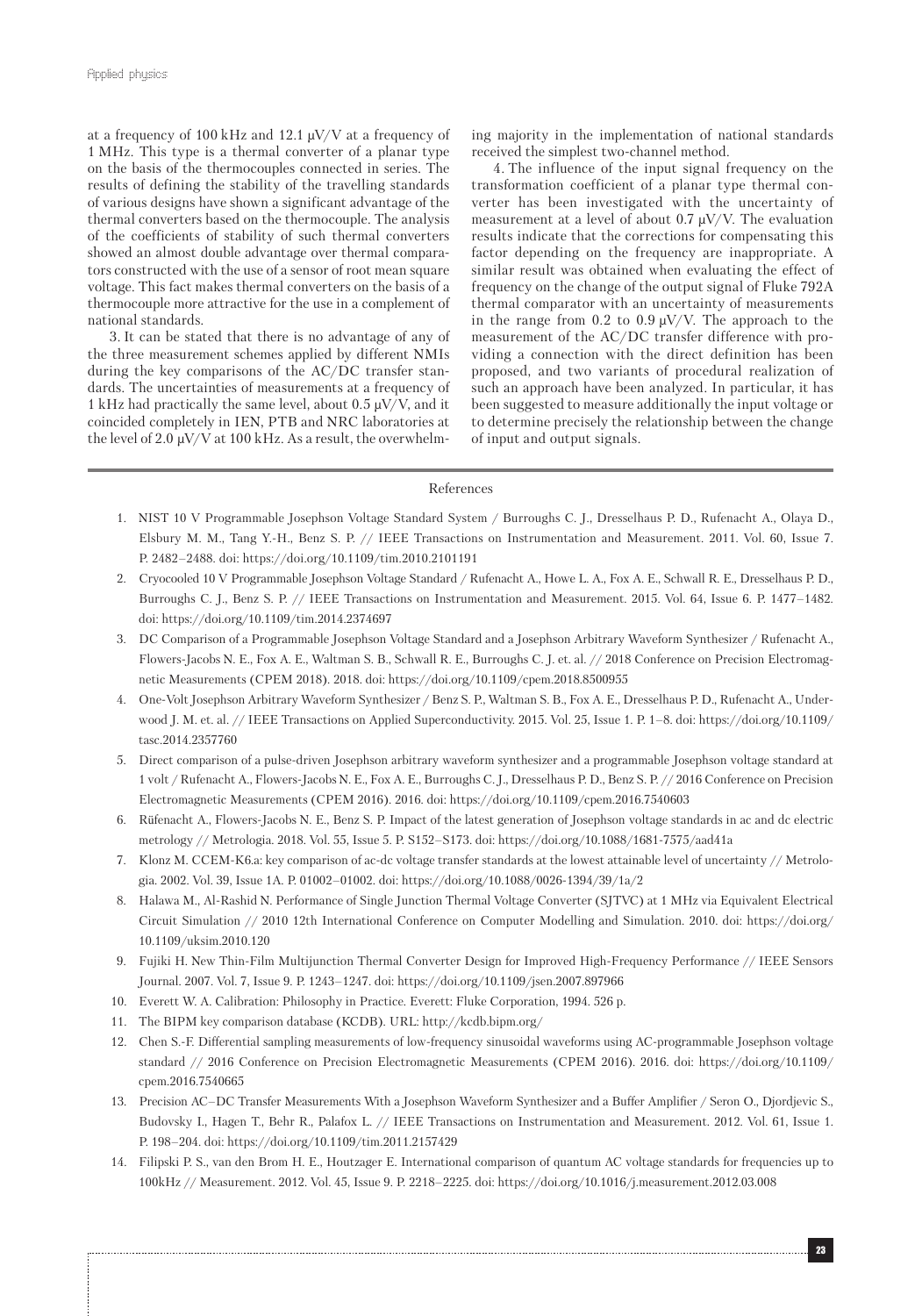at a frequency of 100 kHz and 12.1 μV/V at a frequency of 1 MHz. This type is a thermal converter of a planar type on the basis of the thermocouples connected in series. The results of defining the stability of the travelling standards of various designs have shown a significant advantage of the thermal converters based on the thermocouple. The analysis of the coefficients of stability of such thermal converters showed an almost double advantage over thermal comparators constructed with the use of a sensor of root mean square voltage. This fact makes thermal converters on the basis of a thermocouple more attractive for the use in a complement of national standards.

3. It can be stated that there is no advantage of any of the three measurement schemes applied by different NMIs during the key comparisons of the AC/DC transfer standards. The uncertainties of measurements at a frequency of 1 kHz had practically the same level, about 0.5 μV/V, and it coincided completely in IEN, PTB and NRC laboratories at the level of 2.0 μV/V at 100 kHz. As a result, the overwhelming majority in the implementation of national standards received the simplest two-channel method.

4. The influence of the input signal frequency on the transformation coefficient of a planar type thermal converter has been investigated with the uncertainty of measurement at a level of about 0.7 μV/V. The evaluation results indicate that the corrections for compensating this factor depending on the frequency are inappropriate. A similar result was obtained when evaluating the effect of frequency on the change of the output signal of Fluke 792A thermal comparator with an uncertainty of measurements in the range from 0.2 to 0.9 μV/V. The approach to the measurement of the AC/DC transfer difference with providing a connection with the direct definition has been proposed, and two variants of procedural realization of such an approach have been analyzed. In particular, it has been suggested to measure additionally the input voltage or to determine precisely the relationship between the change of input and output signals.

## References

1. NIST 10 V Programmable Josephson Voltage Standard System / Burroughs C. J., Dresselhaus P. D., Rufenacht A., Olaya D., Elsbury M. M., Tang Y.-H., Benz S. P. // IEEE Transactions on Instrumentation and Measurement. 2011. Vol. 60, Issue 7. P. 2482–2488. doi: https://doi.org/10.1109/tim.2010.2101191
2. Cryocooled 10 V Programmable Josephson Voltage Standard / Rufenacht A., Howe L. A., Fox A. E., Schwall R. E., Dresselhaus P. D., Burroughs C. J., Benz S. P. // IEEE Transactions on Instrumentation and Measurement. 2015. Vol. 64, Issue 6. P. 1477–1482. doi: https://doi.org/10.1109/tim.2014.2374697
3. DC Comparison of a Programmable Josephson Voltage Standard and a Josephson Arbitrary Waveform Synthesizer / Rufenacht A., Flowers-Jacobs N. E., Fox A. E., Waltman S. B., Schwall R. E., Burroughs C. J. et. al. // 2018 Conference on Precision Electromagnetic Measurements (CPEM 2018). 2018. doi: https://doi.org/10.1109/cpem.2018.8500955
4. One-Volt Josephson Arbitrary Waveform Synthesizer / Benz S. P., Waltman S. B., Fox A. E., Dresselhaus P. D., Rufenacht A., Underwood J. M. et. al. // IEEE Transactions on Applied Superconductivity. 2015. Vol. 25, Issue 1. P. 1–8. doi: https://doi.org/10.1109/tasc.2014.2357760
5. Direct comparison of a pulse-driven Josephson arbitrary waveform synthesizer and a programmable Josephson voltage standard at 1 volt / Rufenacht A., Flowers-Jacobs N. E., Fox A. E., Burroughs C. J., Dresselhaus P. D., Benz S. P. // 2016 Conference on Precision Electromagnetic Measurements (CPEM 2016). 2016. doi: https://doi.org/10.1109/cpem.2016.7540603
6. Rüfenacht A., Flowers-Jacobs N. E., Benz S. P. Impact of the latest generation of Josephson voltage standards in ac and dc electric metrology // Metrologia. 2018. Vol. 55, Issue 5. P. S152–S173. doi: https://doi.org/10.1088/1681-7575/aad41a
7. Klonz M. CCEM-K6.a: key comparison of ac-dc voltage transfer standards at the lowest attainable level of uncertainty // Metrologia. 2002. Vol. 39, Issue 1A. P. 01002–01002. doi: https://doi.org/10.1088/0026-1394/39/1a/2
8. Halawa M., Al-Rashid N. Performance of Single Junction Thermal Voltage Converter (SJTVC) at 1 MHz via Equivalent Electrical Circuit Simulation // 2010 12th International Conference on Computer Modelling and Simulation. 2010. doi: https://doi.org/10.1109/uksim.2010.120
9. Fujiki H. New Thin-Film Multijunction Thermal Converter Design for Improved High-Frequency Performance // IEEE Sensors Journal. 2007. Vol. 7, Issue 9. P. 1243–1247. doi: https://doi.org/10.1109/jsen.2007.897966
10. Everett W. A. Calibration: Philosophy in Practice. Everett: Fluke Corporation, 1994. 526 p.
11. The BIPM key comparison database (KCDB). URL: http://kcdb.bipm.org/
12. Chen S.-F. Differential sampling measurements of low-frequency sinusoidal waveforms using AC-programmable Josephson voltage standard // 2016 Conference on Precision Electromagnetic Measurements (CPEM 2016). 2016. doi: https://doi.org/10.1109/cpem.2016.7540665
13. Precision AC–DC Transfer Measurements With a Josephson Waveform Synthesizer and a Buffer Amplifier / Seron O., Djordjevic S., Budovsky I., Hagen T., Behr R., Palafox L. // IEEE Transactions on Instrumentation and Measurement. 2012. Vol. 61, Issue 1. P. 198–204. doi: https://doi.org/10.1109/tim.2011.2157429
14. Filipski P. S., van den Brom H. E., Houtzager E. International comparison of quantum AC voltage standards for frequencies up to 100kHz // Measurement. 2012. Vol. 45, Issue 9. P. 2218–2225. doi: https://doi.org/10.1016/j.measurement.2012.03.008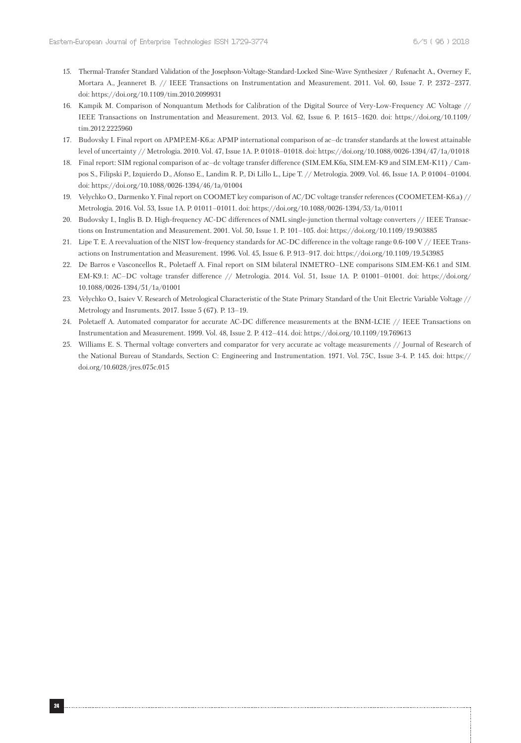15. Thermal-Transfer Standard Validation of the Josephson-Voltage-Standard-Locked Sine-Wave Synthesizer / Rufenacht A., Overney F., Mortara A., Jeanneret B. // IEEE Transactions on Instrumentation and Measurement. 2011. Vol. 60, Issue 7. P. 2372–2377. doi: https://doi.org/10.1109/tim.2010.2099931
16. Kampik M. Comparison of Nonquantum Methods for Calibration of the Digital Source of Very-Low-Frequency AC Voltage // IEEE Transactions on Instrumentation and Measurement. 2013. Vol. 62, Issue 6. P. 1615–1620. doi: https://doi.org/10.1109/tim.2012.2225960
17. Budovsky I. Final report on APMP.EM-K6.a: APMP international comparison of ac–dc transfer standards at the lowest attainable level of uncertainty // Metrologia. 2010. Vol. 47, Issue 1A. P. 01018–01018. doi: https://doi.org/10.1088/0026-1394/47/1a/01018
18. Final report: SIM regional comparison of ac–dc voltage transfer difference (SIM.EM.K6a, SIM.EM-K9 and SIM.EM-K11) / Campos S., Filipski P., Izquierdo D., Afonso E., Landim R. P., Di Lillo L., Lipe T. // Metrologia. 2009. Vol. 46, Issue 1A. P. 01004–01004. doi: https://doi.org/10.1088/0026-1394/46/1a/01004
19. Velychko O., Darmenko Y. Final report on COOMET key comparison of AC/DC voltage transfer references (COOMET.EM-K6.a) // Metrologia. 2016. Vol. 53, Issue 1A. P. 01011–01011. doi: https://doi.org/10.1088/0026-1394/53/1a/01011
20. Budovsky I., Inglis B. D. High-frequency AC-DC differences of NML single-junction thermal voltage converters // IEEE Transactions on Instrumentation and Measurement. 2001. Vol. 50, Issue 1. P. 101–105. doi: https://doi.org/10.1109/19.903885
21. Lipe T. E. A reevaluation of the NIST low-frequency standards for AC-DC difference in the voltage range 0.6-100 V // IEEE Transactions on Instrumentation and Measurement. 1996. Vol. 45, Issue 6. P. 913–917. doi: https://doi.org/10.1109/19.543985
22. De Barros e Vasconcellos R., Poletaeff A. Final report on SIM bilateral INMETRO–LNE comparisons SIM.EM-K6.1 and SIM.EM-K9.1: AC–DC voltage transfer difference // Metrologia. 2014. Vol. 51, Issue 1A. P. 01001–01001. doi: https://doi.org/10.1088/0026-1394/51/1a/01001
23. Velychko O., Isaiev V. Research of Metrological Characteristic of the State Primary Standard of the Unit Electric Variable Voltage // Metrology and Insruments. 2017. Issue 5 (67). P. 13–19.
24. Poletaeff A. Automated comparator for accurate AC-DC difference measurements at the BNM-LCIE // IEEE Transactions on Instrumentation and Measurement. 1999. Vol. 48, Issue 2. P. 412–414. doi: https://doi.org/10.1109/19.769613
25. Williams E. S. Thermal voltage converters and comparator for very accurate ac voltage measurements // Journal of Research of the National Bureau of Standards, Section C: Engineering and Instrumentation. 1971. Vol. 75C, Issue 3-4. P. 145. doi: https://doi.org/10.6028/jres.075c.015